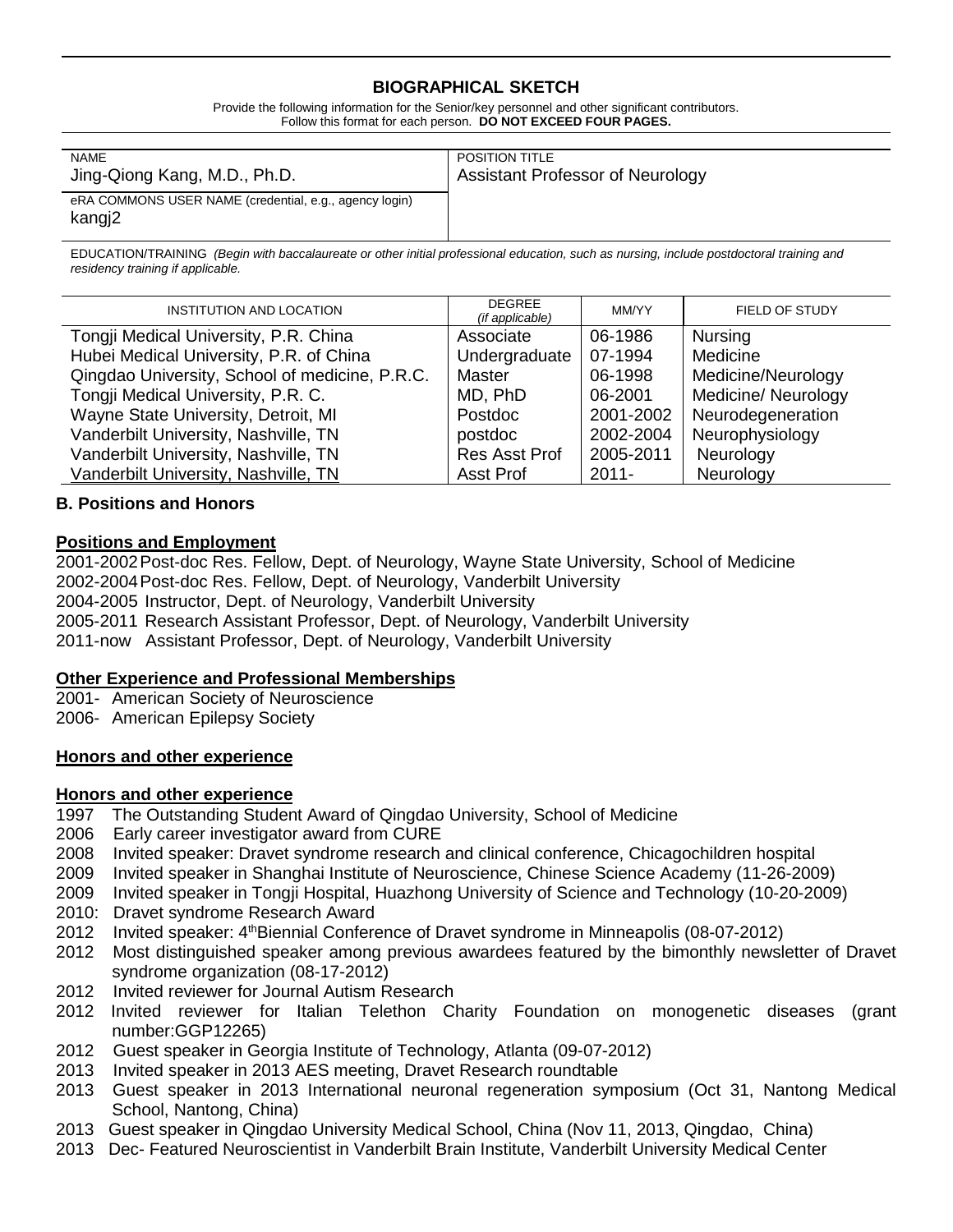# BIOGRAPHICAL SKETCH

Provide the following information for the Senior/key personnel and other significant contributors.
Follow this format for each person. **DO NOT EXCEED FOUR PAGES.**

| NAME | POSITION TITLE |
|---|---|
| Jing-Qiong Kang, M.D., Ph.D. | Assistant Professor of Neurology |
| eRA COMMONS USER NAME (credential, e.g., agency login)<br>kangj2 | |

EDUCATION/TRAINING *(Begin with baccalaureate or other initial professional education, such as nursing, include postdoctoral training and residency training if applicable.*

| INSTITUTION AND LOCATION | DEGREE *(if applicable)* | MM/YY | FIELD OF STUDY |
|---|---|---|---|
| Tongji Medical University, P.R. China | Associate | 06-1986 | Nursing |
| Hubei Medical University, P.R. of China | Undergraduate | 07-1994 | Medicine |
| Qingdao University, School of medicine, P.R.C. | Master | 06-1998 | Medicine/Neurology |
| Tongji Medical University, P.R. C. | MD, PhD | 06-2001 | Medicine/ Neurology |
| Wayne State University, Detroit, MI | Postdoc | 2001-2002 | Neurodegeneration |
| Vanderbilt University, Nashville, TN | postdoc | 2002-2004 | Neurophysiology |
| Vanderbilt University, Nashville, TN | Res Asst Prof | 2005-2011 | Neurology |
| Vanderbilt University, Nashville, TN | Asst Prof | 2011- | Neurology |

## B. Positions and Honors

### Positions and Employment

2001-2002 Post-doc Res. Fellow, Dept. of Neurology, Wayne State University, School of Medicine
2002-2004 Post-doc Res. Fellow, Dept. of Neurology, Vanderbilt University
2004-2005 Instructor, Dept. of Neurology, Vanderbilt University
2005-2011 Research Assistant Professor, Dept. of Neurology, Vanderbilt University
2011-now Assistant Professor, Dept. of Neurology, Vanderbilt University

### Other Experience and Professional Memberships

2001- American Society of Neuroscience
2006- American Epilepsy Society

### Honors and other experience

### Honors and other experience

1997 The Outstanding Student Award of Qingdao University, School of Medicine
2006 Early career investigator award from CURE
2008 Invited speaker: Dravet syndrome research and clinical conference, Chicagochildren hospital
2009 Invited speaker in Shanghai Institute of Neuroscience, Chinese Science Academy (11-26-2009)
2009 Invited speaker in Tongji Hospital, Huazhong University of Science and Technology (10-20-2009)
2010: Dravet syndrome Research Award
2012 Invited speaker: 4thBiennial Conference of Dravet syndrome in Minneapolis (08-07-2012)
2012 Most distinguished speaker among previous awardees featured by the bimonthly newsletter of Dravet syndrome organization (08-17-2012)
2012 Invited reviewer for Journal Autism Research
2012 Invited reviewer for Italian Telethon Charity Foundation on monogenetic diseases (grant number:GGP12265)
2012 Guest speaker in Georgia Institute of Technology, Atlanta (09-07-2012)
2013 Invited speaker in 2013 AES meeting, Dravet Research roundtable
2013 Guest speaker in 2013 International neuronal regeneration symposium (Oct 31, Nantong Medical School, Nantong, China)
2013 Guest speaker in Qingdao University Medical School, China (Nov 11, 2013, Qingdao, China)
2013 Dec- Featured Neuroscientist in Vanderbilt Brain Institute, Vanderbilt University Medical Center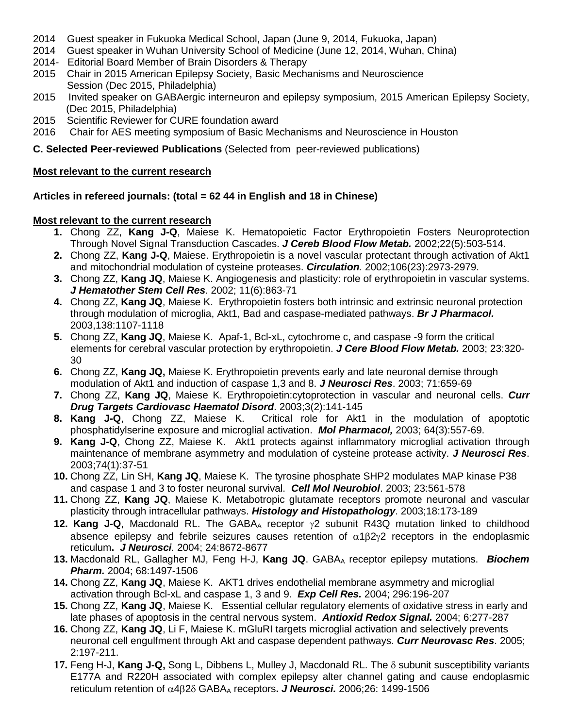2014 Guest speaker in Fukuoka Medical School, Japan (June 9, 2014, Fukuoka, Japan)
2014 Guest speaker in Wuhan University School of Medicine (June 12, 2014, Wuhan, China)
2014- Editorial Board Member of Brain Disorders & Therapy
2015 Chair in 2015 American Epilepsy Society, Basic Mechanisms and Neuroscience Session (Dec 2015, Philadelphia)
2015 Invited speaker on GABAergic interneuron and epilepsy symposium, 2015 American Epilepsy Society, (Dec 2015, Philadelphia)
2015 Scientific Reviewer for CURE foundation award
2016 Chair for AES meeting symposium of Basic Mechanisms and Neuroscience in Houston

**C. Selected Peer-reviewed Publications** (Selected from peer-reviewed publications)

**Most relevant to the current research**

**Articles in refereed journals: (total = 62 44 in English and 18 in Chinese)**

**Most relevant to the current research**

1. Chong ZZ, **Kang J-Q**, Maiese K. Hematopoietic Factor Erythropoietin Fosters Neuroprotection Through Novel Signal Transduction Cascades. ***J Cereb Blood Flow Metab.*** 2002;22(5):503-514.
2. Chong ZZ, **Kang J-Q**, Maiese. Erythropoietin is a novel vascular protectant through activation of Akt1 and mitochondrial modulation of cysteine proteases. ***Circulation***. 2002;106(23):2973-2979.
3. Chong ZZ, **Kang JQ**, Maiese K. Angiogenesis and plasticity: role of erythropoietin in vascular systems. ***J Hematother Stem Cell Res***. 2002; 11(6):863-71
4. Chong ZZ, **Kang JQ**, Maiese K. Erythropoietin fosters both intrinsic and extrinsic neuronal protection through modulation of microglia, Akt1, Bad and caspase-mediated pathways. ***Br J Pharmacol.*** 2003,138:1107-1118
5. Chong ZZ, **Kang JQ**, Maiese K. Apaf-1, Bcl-xL, cytochrome c, and caspase -9 form the critical elements for cerebral vascular protection by erythropoietin. ***J Cere Blood Flow Metab.*** 2003; 23:320-30
6. Chong ZZ, **Kang JQ,** Maiese K. Erythropoietin prevents early and late neuronal demise through modulation of Akt1 and induction of caspase 1,3 and 8. ***J Neurosci Res***. 2003; 71:659-69
7. Chong ZZ, **Kang JQ**, Maiese K. Erythropoietin:cytoprotection in vascular and neuronal cells. ***Curr Drug Targets Cardiovasc Haematol Disord***. 2003;3(2):141-145
8. **Kang J-Q**, Chong ZZ, Maiese K. Critical role for Akt1 in the modulation of apoptotic phosphatidylserine exposure and microglial activation. ***Mol Pharmacol,*** 2003; 64(3):557-69.
9. **Kang J-Q**, Chong ZZ, Maiese K. Akt1 protects against inflammatory microglial activation through maintenance of membrane asymmetry and modulation of cysteine protease activity. ***J Neurosci Res***. 2003;74(1):37-51
10. Chong ZZ, Lin SH, **Kang JQ**, Maiese K. The tyrosine phosphate SHP2 modulates MAP kinase P38 and caspase 1 and 3 to foster neuronal survival. ***Cell Mol Neurobiol***. 2003; 23:561-578
11. Chong ZZ, **Kang JQ**, Maiese K. Metabotropic glutamate receptors promote neuronal and vascular plasticity through intracellular pathways. ***Histology and Histopathology***. 2003;18:173-189
12. **Kang J-Q**, Macdonald RL. The $GABA_A$ receptor $\gamma2$ subunit R43Q mutation linked to childhood absence epilepsy and febrile seizures causes retention of $\alpha1\beta2\gamma2$ receptors in the endoplasmic reticulum**.** ***J Neurosci***. 2004; 24:8672-8677
13. Macdonald RL, Gallagher MJ, Feng H-J, **Kang JQ**. $GABA_A$ receptor epilepsy mutations. ***Biochem Pharm.*** 2004; 68:1497-1506
14. Chong ZZ, **Kang JQ**, Maiese K. AKT1 drives endothelial membrane asymmetry and microglial activation through Bcl-xL and caspase 1, 3 and 9. ***Exp Cell Res.*** 2004; 296:196-207
15. Chong ZZ, **Kang JQ**, Maiese K. Essential cellular regulatory elements of oxidative stress in early and late phases of apoptosis in the central nervous system. ***Antioxid Redox Signal.*** 2004; 6:277-287
16. Chong ZZ, **Kang JQ**, Li F, Maiese K. mGluRI targets microglial activation and selectively prevents neuronal cell engulfment through Akt and caspase dependent pathways. ***Curr Neurovasc Res***. 2005; 2:197-211.
17. Feng H-J, **Kang J-Q,** Song L, Dibbens L, Mulley J, Macdonald RL. The $\delta$ subunit susceptibility variants E177A and R220H associated with complex epilepsy alter channel gating and cause endoplasmic reticulum retention of $\alpha4\beta2\delta$ $GABA_A$ receptors**.** ***J Neurosci.*** 2006;26: 1499-1506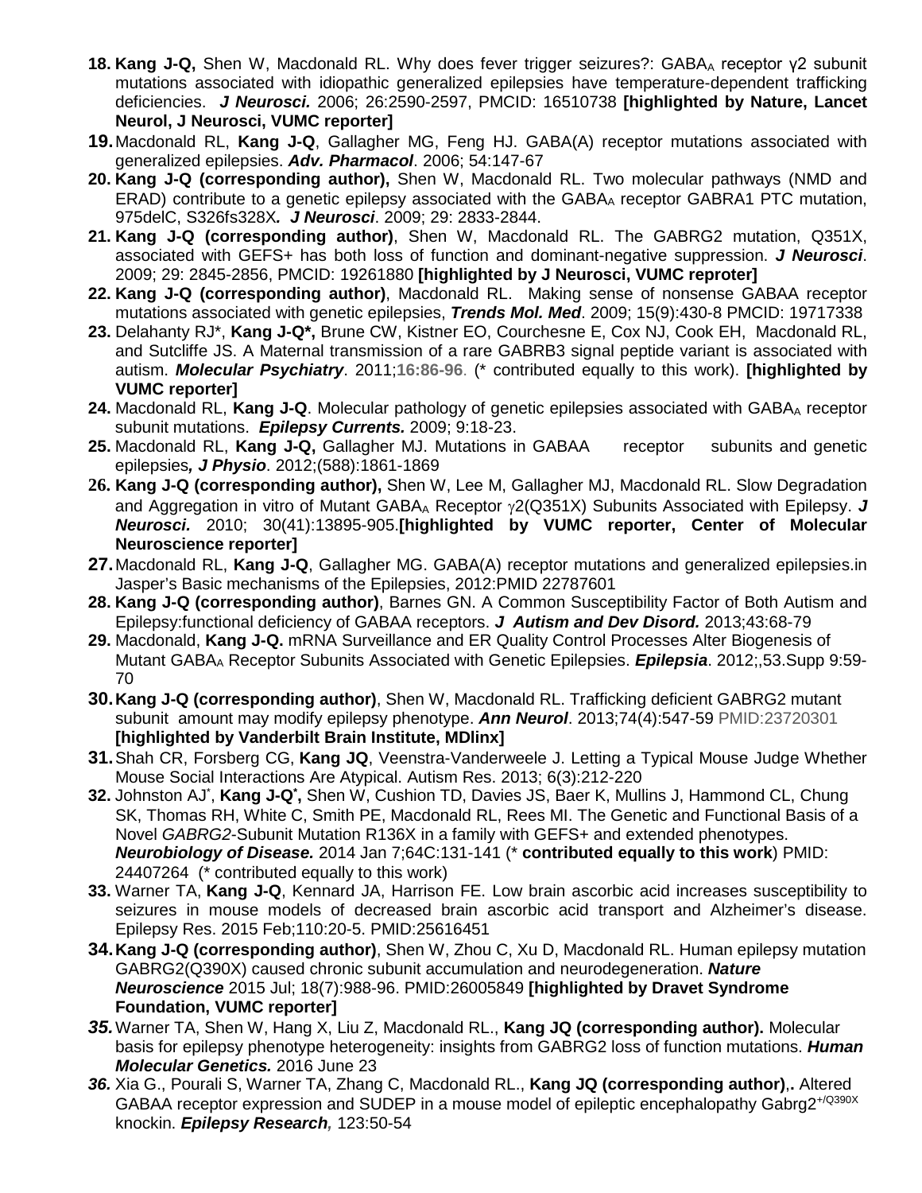18. **Kang J-Q,** Shen W, Macdonald RL. Why does fever trigger seizures?: $GABA_A$ receptor γ2 subunit mutations associated with idiopathic generalized epilepsies have temperature-dependent trafficking deficiencies. ***J Neurosci.*** 2006; 26:2590-2597, PMCID: 16510738 **[highlighted by Nature, Lancet Neurol, J Neurosci, VUMC reporter]**
19. Macdonald RL, **Kang J-Q**, Gallagher MG, Feng HJ. GABA(A) receptor mutations associated with generalized epilepsies. ***Adv. Pharmacol***. 2006; 54:147-67
20. **Kang J-Q (corresponding author),** Shen W, Macdonald RL. Two molecular pathways (NMD and ERAD) contribute to a genetic epilepsy associated with the $GABA_A$ receptor GABRA1 PTC mutation, 975delC, S326fs328X*.* ***J Neurosci***. 2009; 29: 2833-2844.
21. **Kang J-Q (corresponding author)**, Shen W, Macdonald RL. The GABRG2 mutation, Q351X, associated with GEFS+ has both loss of function and dominant-negative suppression. ***J Neurosci***. 2009; 29: 2845-2856, PMCID: 19261880 **[highlighted by J Neurosci, VUMC reproter]**
22. **Kang J-Q (corresponding author)**, Macdonald RL. Making sense of nonsense GABAA receptor mutations associated with genetic epilepsies, ***Trends Mol. Med***. 2009; 15(9):430-8 PMCID: 19717338
23. Delahanty RJ*, **Kang J-Q*,** Brune CW, Kistner EO, Courchesne E, Cox NJ, Cook EH, Macdonald RL, and Sutcliffe JS. A Maternal transmission of a rare GABRB3 signal peptide variant is associated with autism. ***Molecular Psychiatry***. 2011;**16:86-96**. (* contributed equally to this work). **[highlighted by VUMC reporter]**
24. Macdonald RL, **Kang J-Q**. Molecular pathology of genetic epilepsies associated with $GABA_A$ receptor subunit mutations. ***Epilepsy Currents.*** 2009; 9:18-23.
25. Macdonald RL, **Kang J-Q,** Gallagher MJ. Mutations in GABAA receptor subunits and genetic epilepsies***, J Physio***. 2012;(588):1861-1869
26. **Kang J-Q (corresponding author),** Shen W, Lee M, Gallagher MJ, Macdonald RL. Slow Degradation and Aggregation in vitro of Mutant $GABA_A$ Receptor γ2(Q351X) Subunits Associated with Epilepsy. ***J Neurosci.*** 2010; 30(41):13895-905.**[highlighted by VUMC reporter, Center of Molecular Neuroscience reporter]**
27. Macdonald RL, **Kang J-Q**, Gallagher MG. GABA(A) receptor mutations and generalized epilepsies.in Jasper's Basic mechanisms of the Epilepsies, 2012:PMID 22787601
28. **Kang J-Q (corresponding author)**, Barnes GN. A Common Susceptibility Factor of Both Autism and Epilepsy:functional deficiency of GABAA receptors. ***J Autism and Dev Disord.*** 2013;43:68-79
29. Macdonald, **Kang J-Q.** mRNA Surveillance and ER Quality Control Processes Alter Biogenesis of Mutant $GABA_A$ Receptor Subunits Associated with Genetic Epilepsies. ***Epilepsia***. 2012;,53.Supp 9:59-70
30. **Kang J-Q (corresponding author)**, Shen W, Macdonald RL. Trafficking deficient GABRG2 mutant subunit amount may modify epilepsy phenotype. ***Ann Neurol***. 2013;74(4):547-59 PMID:23720301 **[highlighted by Vanderbilt Brain Institute, MDlinx]**
31. Shah CR, Forsberg CG, **Kang JQ**, Veenstra-Vanderweele J. Letting a Typical Mouse Judge Whether Mouse Social Interactions Are Atypical. Autism Res. 2013; 6(3):212-220
32. Johnston AJ*, **Kang J-Q*,** Shen W, Cushion TD, Davies JS, Baer K, Mullins J, Hammond CL, Chung SK, Thomas RH, White C, Smith PE, Macdonald RL, Rees MI. The Genetic and Functional Basis of a Novel *GABRG2*-Subunit Mutation R136X in a family with GEFS+ and extended phenotypes. ***Neurobiology of Disease.*** 2014 Jan 7;64C:131-141 (* **contributed equally to this work**) PMID: 24407264 (* contributed equally to this work)
33. Warner TA, **Kang J-Q**, Kennard JA, Harrison FE. Low brain ascorbic acid increases susceptibility to seizures in mouse models of decreased brain ascorbic acid transport and Alzheimer's disease. Epilepsy Res. 2015 Feb;110:20-5. PMID:25616451
34. **Kang J-Q (corresponding author)**, Shen W, Zhou C, Xu D, Macdonald RL. Human epilepsy mutation GABRG2(Q390X) caused chronic subunit accumulation and neurodegeneration. ***Nature Neuroscience*** 2015 Jul; 18(7):988-96. PMID:26005849 **[highlighted by Dravet Syndrome Foundation, VUMC reporter]**
35. Warner TA, Shen W, Hang X, Liu Z, Macdonald RL., **Kang JQ (corresponding author).** Molecular basis for epilepsy phenotype heterogeneity: insights from GABRG2 loss of function mutations. ***Human Molecular Genetics.*** 2016 June 23
36. Xia G., Pourali S, Warner TA, Zhang C, Macdonald RL., **Kang JQ (corresponding author)**,**.** Altered GABAA receptor expression and SUDEP in a mouse model of epileptic encephalopathy Gabrg2$^{+/Q390X}$ knockin. ***Epilepsy Research,*** 123:50-54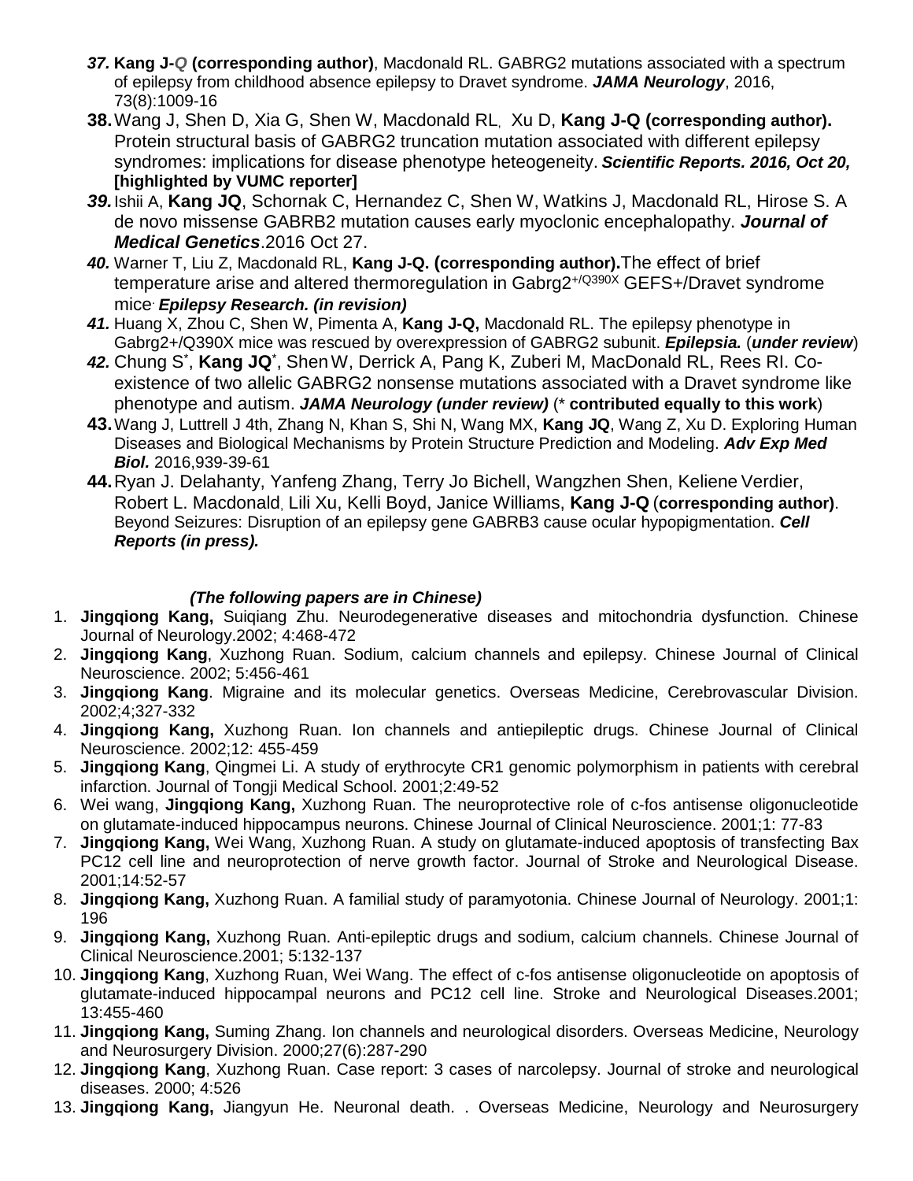37. **Kang J-*Q* (corresponding author)**, Macdonald RL. GABRG2 mutations associated with a spectrum of epilepsy from childhood absence epilepsy to Dravet syndrome. ***JAMA Neurology***, 2016, 73(8):1009-16

38. Wang J, Shen D, Xia G, Shen W, Macdonald RL, Xu D, **Kang J-Q (corresponding author).** Protein structural basis of GABRG2 truncation mutation associated with different epilepsy syndromes: implications for disease phenotype heteogeneity. ***Scientific Reports. 2016, Oct 20,*** **[highlighted by VUMC reporter]**

39. Ishii A, **Kang JQ**, Schornak C, Hernandez C, Shen W, Watkins J, Macdonald RL, Hirose S. A de novo missense GABRB2 mutation causes early myoclonic encephalopathy. ***Journal of Medical Genetics***.2016 Oct 27.

40. Warner T, Liu Z, Macdonald RL, **Kang J-Q. (corresponding author).** The effect of brief temperature arise and altered thermoregulation in Gabrg2$^{+/Q390X}$ GEFS+/Dravet syndrome mice. ***Epilepsy Research. (in revision)***

41. Huang X, Zhou C, Shen W, Pimenta A, **Kang J-Q,** Macdonald RL. The epilepsy phenotype in Gabrg2+/Q390X mice was rescued by overexpression of GABRG2 subunit. ***Epilepsia.*** (***under review***)

42. Chung S*, **Kang JQ***, Shen W, Derrick A, Pang K, Zuberi M, MacDonald RL, Rees RI. Co-existence of two allelic GABRG2 nonsense mutations associated with a Dravet syndrome like phenotype and autism. ***JAMA Neurology (under review)*** (* **contributed equally to this work**)

43. Wang J, Luttrell J 4th, Zhang N, Khan S, Shi N, Wang MX, **Kang JQ**, Wang Z, Xu D. Exploring Human Diseases and Biological Mechanisms by Protein Structure Prediction and Modeling. ***Adv Exp Med Biol.*** 2016,939-39-61

44. Ryan J. Delahanty, Yanfeng Zhang, Terry Jo Bichell, Wangzhen Shen, Keliene Verdier, Robert L. Macdonald, Lili Xu, Kelli Boyd, Janice Williams, **Kang J-Q** (**corresponding author**). Beyond Seizures: Disruption of an epilepsy gene GABRB3 cause ocular hypopigmentation. ***Cell Reports (in press).***

***(The following papers are in Chinese)***

1. **Jingqiong Kang,** Suiqiang Zhu. Neurodegenerative diseases and mitochondria dysfunction. Chinese Journal of Neurology.2002; 4:468-472
2. **Jingqiong Kang**, Xuzhong Ruan. Sodium, calcium channels and epilepsy. Chinese Journal of Clinical Neuroscience. 2002; 5:456-461
3. **Jingqiong Kang**. Migraine and its molecular genetics. Overseas Medicine, Cerebrovascular Division. 2002;4;327-332
4. **Jingqiong Kang,** Xuzhong Ruan. Ion channels and antiepileptic drugs. Chinese Journal of Clinical Neuroscience. 2002;12: 455-459
5. **Jingqiong Kang**, Qingmei Li. A study of erythrocyte CR1 genomic polymorphism in patients with cerebral infarction. Journal of Tongji Medical School. 2001;2:49-52
6. Wei wang, **Jingqiong Kang,** Xuzhong Ruan. The neuroprotective role of c-fos antisense oligonucleotide on glutamate-induced hippocampus neurons. Chinese Journal of Clinical Neuroscience. 2001;1: 77-83
7. **Jingqiong Kang,** Wei Wang, Xuzhong Ruan. A study on glutamate-induced apoptosis of transfecting Bax PC12 cell line and neuroprotection of nerve growth factor. Journal of Stroke and Neurological Disease. 2001;14:52-57
8. **Jingqiong Kang,** Xuzhong Ruan. A familial study of paramyotonia. Chinese Journal of Neurology. 2001;1: 196
9. **Jingqiong Kang,** Xuzhong Ruan. Anti-epileptic drugs and sodium, calcium channels. Chinese Journal of Clinical Neuroscience.2001; 5:132-137
10. **Jingqiong Kang**, Xuzhong Ruan, Wei Wang. The effect of c-fos antisense oligonucleotide on apoptosis of glutamate-induced hippocampal neurons and PC12 cell line. Stroke and Neurological Diseases.2001; 13:455-460
11. **Jingqiong Kang,** Suming Zhang. Ion channels and neurological disorders. Overseas Medicine, Neurology and Neurosurgery Division. 2000;27(6):287-290
12. **Jingqiong Kang**, Xuzhong Ruan. Case report: 3 cases of narcolepsy. Journal of stroke and neurological diseases. 2000; 4:526
13. **Jingqiong Kang,** Jiangyun He. Neuronal death. . Overseas Medicine, Neurology and Neurosurgery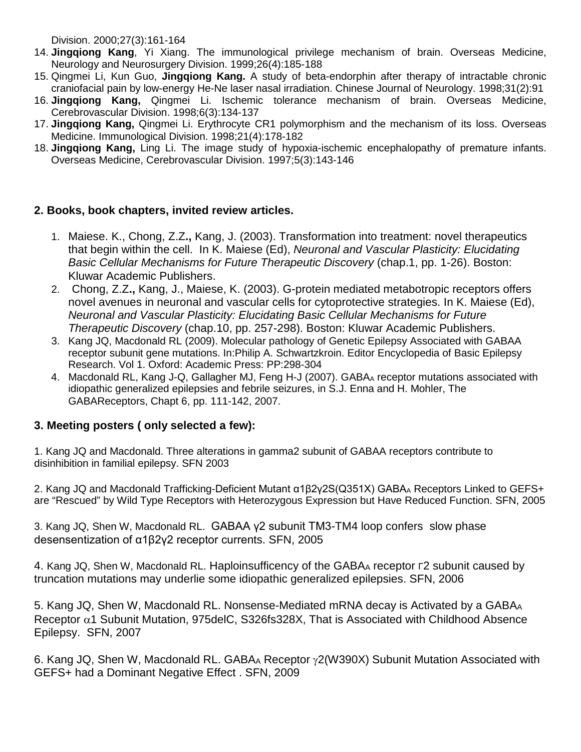Division. 2000;27(3):161-164

14. **Jingqiong Kang**, Yi Xiang. The immunological privilege mechanism of brain. Overseas Medicine, Neurology and Neurosurgery Division. 1999;26(4):185-188
15. Qingmei Li, Kun Guo, **Jingqiong Kang.** A study of beta-endorphin after therapy of intractable chronic craniofacial pain by low-energy He-Ne laser nasal irradiation. Chinese Journal of Neurology. 1998;31(2):91
16. **Jingqiong Kang,** Qingmei Li. Ischemic tolerance mechanism of brain. Overseas Medicine, Cerebrovascular Division. 1998;6(3):134-137
17. **Jingqiong Kang,** Qingmei Li. Erythrocyte CR1 polymorphism and the mechanism of its loss. Overseas Medicine. Immunological Division. 1998;21(4):178-182
18. **Jingqiong Kang,** Ling Li. The image study of hypoxia-ischemic encephalopathy of premature infants. Overseas Medicine, Cerebrovascular Division. 1997;5(3):143-146

## 2. Books, book chapters, invited review articles.

1. Maiese. K., Chong, Z.Z**.,** Kang, J. (2003). Transformation into treatment: novel therapeutics that begin within the cell. In K. Maiese (Ed), *Neuronal and Vascular Plasticity: Elucidating Basic Cellular Mechanisms for Future Therapeutic Discovery* (chap.1, pp. 1-26). Boston: Kluwar Academic Publishers.
2. Chong, Z.Z**.,** Kang, J., Maiese, K. (2003). G-protein mediated metabotropic receptors offers novel avenues in neuronal and vascular cells for cytoprotective strategies. In K. Maiese (Ed), *Neuronal and Vascular Plasticity: Elucidating Basic Cellular Mechanisms for Future Therapeutic Discovery* (chap.10, pp. 257-298). Boston: Kluwar Academic Publishers.
3. Kang JQ, Macdonald RL (2009). Molecular pathology of Genetic Epilepsy Associated with GABAA receptor subunit gene mutations. In:Philip A. Schwartzkroin. Editor Encyclopedia of Basic Epilepsy Research. Vol 1. Oxford: Academic Press: PP:298-304
4. Macdonald RL, Kang J-Q, Gallagher MJ, Feng H-J (2007). $GABA_A$ receptor mutations associated with idiopathic generalized epilepsies and febrile seizures, in S.J. Enna and H. Mohler, The GABAReceptors, Chapt 6, pp. 111-142, 2007.

## 3. Meeting posters ( only selected a few):

1. Kang JQ and Macdonald. Three alterations in gamma2 subunit of GABAA receptors contribute to disinhibition in familial epilepsy. SFN 2003

2. Kang JQ and Macdonald Trafficking-Deficient Mutant α1β2γ2S(Q351X) $GABA_A$ Receptors Linked to GEFS+ are “Rescued” by Wild Type Receptors with Heterozygous Expression but Have Reduced Function. SFN, 2005

3. Kang JQ, Shen W, Macdonald RL. GABAA γ2 subunit TM3-TM4 loop confers slow phase desensentization of α1β2γ2 receptor currents. SFN, 2005

4. Kang JQ, Shen W, Macdonald RL. Haploinsufficency of the $GABA_A$ receptor Γ2 subunit caused by truncation mutations may underlie some idiopathic generalized epilepsies. SFN, 2006

5. Kang JQ, Shen W, Macdonald RL. Nonsense-Mediated mRNA decay is Activated by a $GABA_A$ Receptor α1 Subunit Mutation, 975delC, S326fs328X, That is Associated with Childhood Absence Epilepsy. SFN, 2007

6. Kang JQ, Shen W, Macdonald RL. $GABA_A$ Receptor γ2(W390X) Subunit Mutation Associated with GEFS+ had a Dominant Negative Effect . SFN, 2009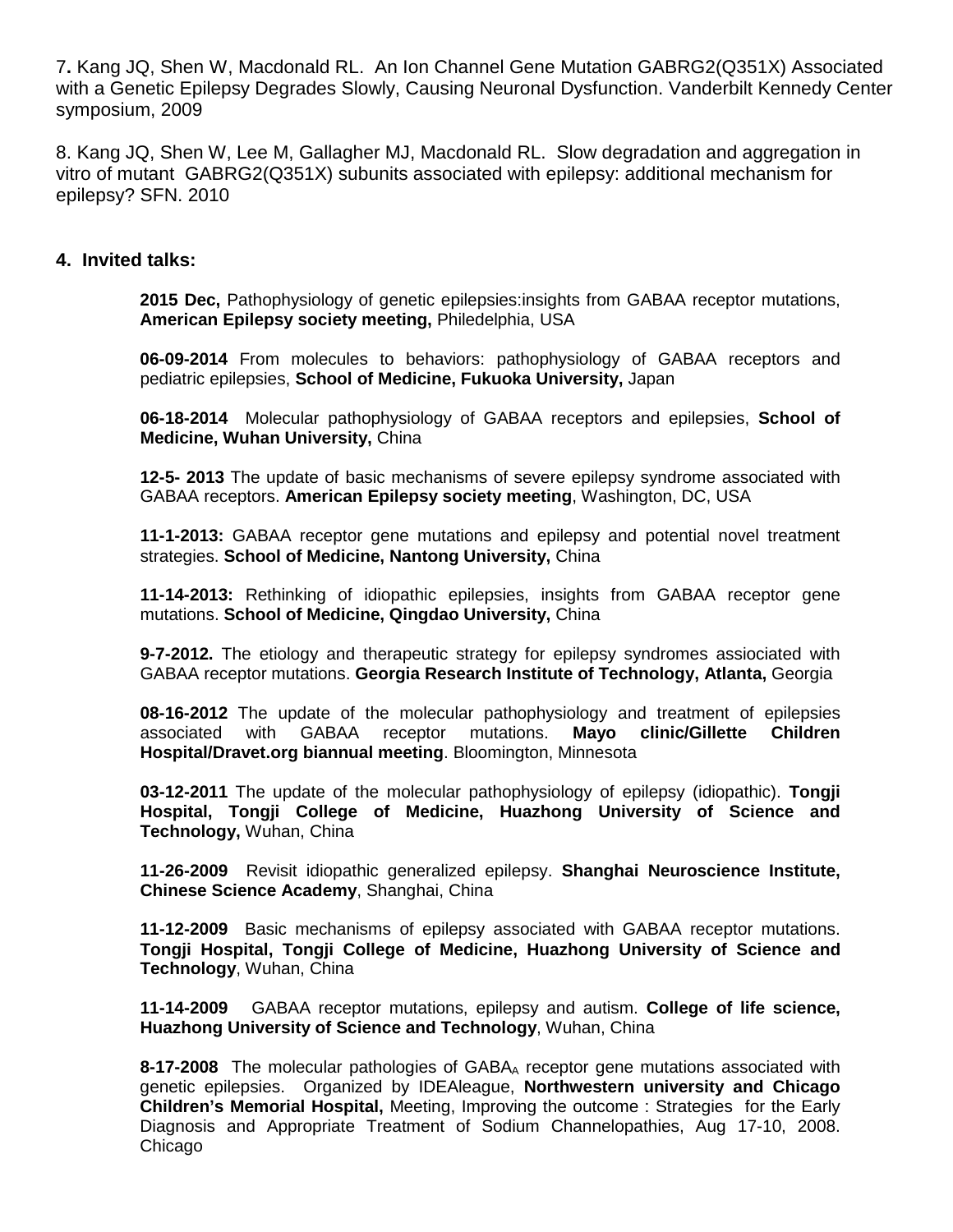7**.** Kang JQ, Shen W, Macdonald RL. An Ion Channel Gene Mutation GABRG2(Q351X) Associated with a Genetic Epilepsy Degrades Slowly, Causing Neuronal Dysfunction. Vanderbilt Kennedy Center symposium, 2009

8. Kang JQ, Shen W, Lee M, Gallagher MJ, Macdonald RL. Slow degradation and aggregation in vitro of mutant GABRG2(Q351X) subunits associated with epilepsy: additional mechanism for epilepsy? SFN. 2010

**4. Invited talks:**

**2015 Dec,** Pathophysiology of genetic epilepsies:insights from GABAA receptor mutations, **American Epilepsy society meeting,** Philedelphia, USA

**06-09-2014** From molecules to behaviors: pathophysiology of GABAA receptors and pediatric epilepsies, **School of Medicine, Fukuoka University,** Japan

**06-18-2014** Molecular pathophysiology of GABAA receptors and epilepsies, **School of Medicine, Wuhan University,** China

**12-5- 2013** The update of basic mechanisms of severe epilepsy syndrome associated with GABAA receptors. **American Epilepsy society meeting**, Washington, DC, USA

**11-1-2013:** GABAA receptor gene mutations and epilepsy and potential novel treatment strategies. **School of Medicine, Nantong University,** China

**11-14-2013:** Rethinking of idiopathic epilepsies, insights from GABAA receptor gene mutations. **School of Medicine, Qingdao University,** China

**9-7-2012.** The etiology and therapeutic strategy for epilepsy syndromes assiociated with GABAA receptor mutations. **Georgia Research Institute of Technology, Atlanta,** Georgia

**08-16-2012** The update of the molecular pathophysiology and treatment of epilepsies associated with GABAA receptor mutations. **Mayo clinic/Gillette Children Hospital/Dravet.org biannual meeting**. Bloomington, Minnesota

**03-12-2011** The update of the molecular pathophysiology of epilepsy (idiopathic). **Tongji Hospital, Tongji College of Medicine, Huazhong University of Science and Technology,** Wuhan, China

**11-26-2009** Revisit idiopathic generalized epilepsy. **Shanghai Neuroscience Institute, Chinese Science Academy**, Shanghai, China

**11-12-2009** Basic mechanisms of epilepsy associated with GABAA receptor mutations. **Tongji Hospital, Tongji College of Medicine, Huazhong University of Science and Technology**, Wuhan, China

**11-14-2009** GABAA receptor mutations, epilepsy and autism. **College of life science, Huazhong University of Science and Technology**, Wuhan, China

**8-17-2008** The molecular pathologies of $GABA_A$ receptor gene mutations associated with genetic epilepsies. Organized by IDEAleague, **Northwestern university and Chicago Children's Memorial Hospital,** Meeting, Improving the outcome : Strategies for the Early Diagnosis and Appropriate Treatment of Sodium Channelopathies, Aug 17-10, 2008. Chicago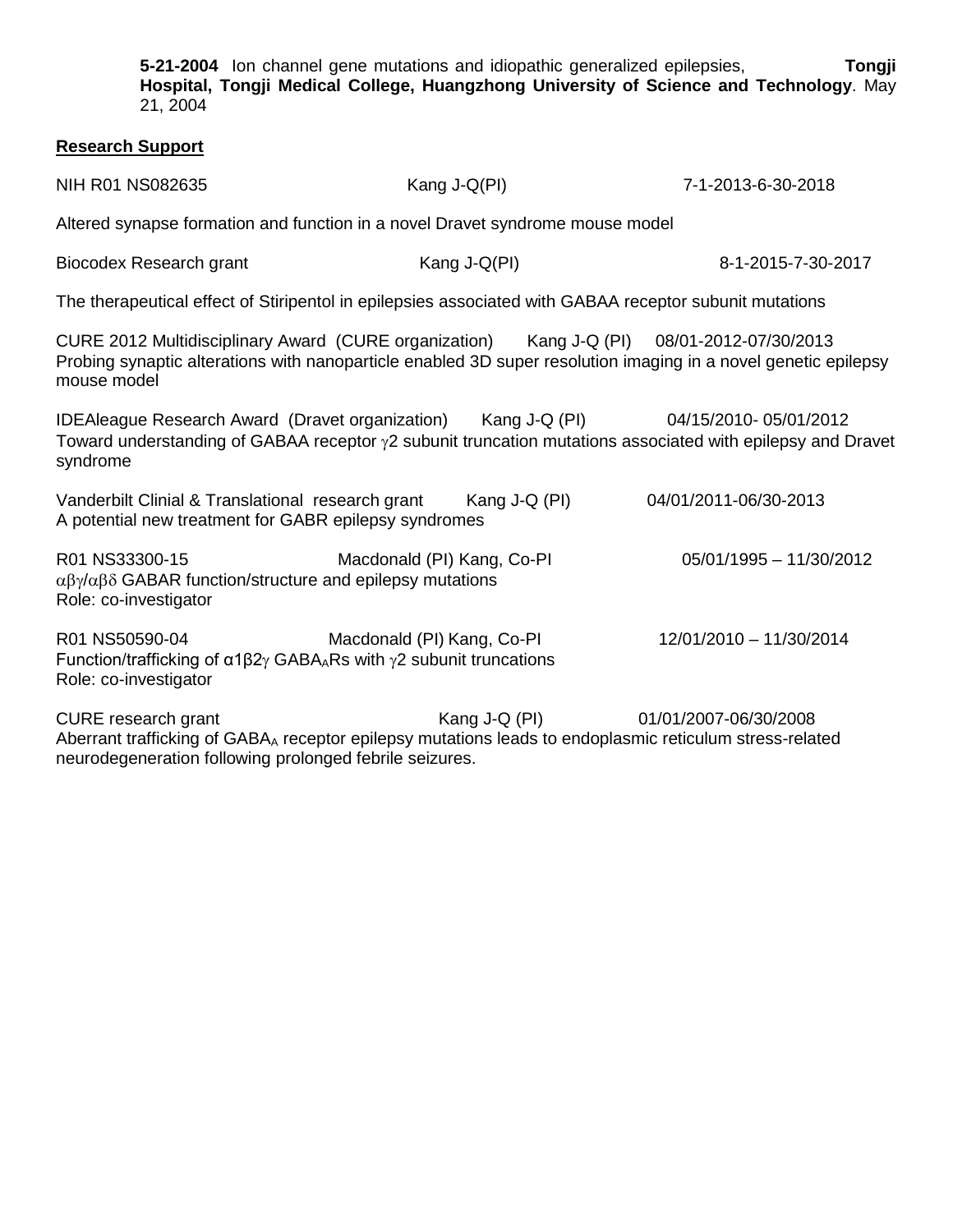**5-21-2004** Ion channel gene mutations and idiopathic generalized epilepsies, **Tongji Hospital, Tongji Medical College, Huangzhong University of Science and Technology**. May 21, 2004

**Research Support**

NIH R01 NS082635 Kang J-Q(PI) 7-1-2013-6-30-2018

Altered synapse formation and function in a novel Dravet syndrome mouse model

Biocodex Research grant Kang J-Q(PI) 8-1-2015-7-30-2017

The therapeutical effect of Stiripentol in epilepsies associated with GABAA receptor subunit mutations

CURE 2012 Multidisciplinary Award (CURE organization) Kang J-Q (PI) 08/01-2012-07/30/2013
Probing synaptic alterations with nanoparticle enabled 3D super resolution imaging in a novel genetic epilepsy mouse model

IDEAleague Research Award (Dravet organization) Kang J-Q (PI) 04/15/2010- 05/01/2012
Toward understanding of GABAA receptor γ2 subunit truncation mutations associated with epilepsy and Dravet syndrome

Vanderbilt Clinial & Translational research grant Kang J-Q (PI) 04/01/2011-06/30-2013
A potential new treatment for GABR epilepsy syndromes

R01 NS33300-15 Macdonald (PI) Kang, Co-PI 05/01/1995 – 11/30/2012
αβγ/αβδ GABAR function/structure and epilepsy mutations
Role: co-investigator

R01 NS50590-04 Macdonald (PI) Kang, Co-PI 12/01/2010 – 11/30/2014
Function/trafficking of α1β2γ $GABA_A$Rs with γ2 subunit truncations
Role: co-investigator

CURE research grant Kang J-Q (PI) 01/01/2007-06/30/2008
Aberrant trafficking of $GABA_A$ receptor epilepsy mutations leads to endoplasmic reticulum stress-related neurodegeneration following prolonged febrile seizures.